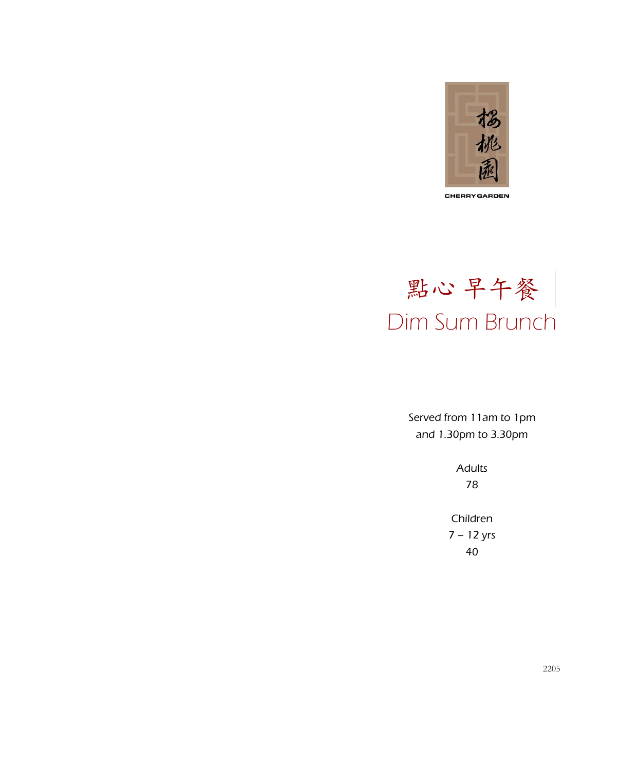櫻桃園

CHERRY GARDEN

# 點心 早午餐
# Dim Sum Brunch

*Served from 11am to 1pm*
*and 1.30pm to 3.30pm*

*Adults*
78

Children
7 – 12 yrs
40

2205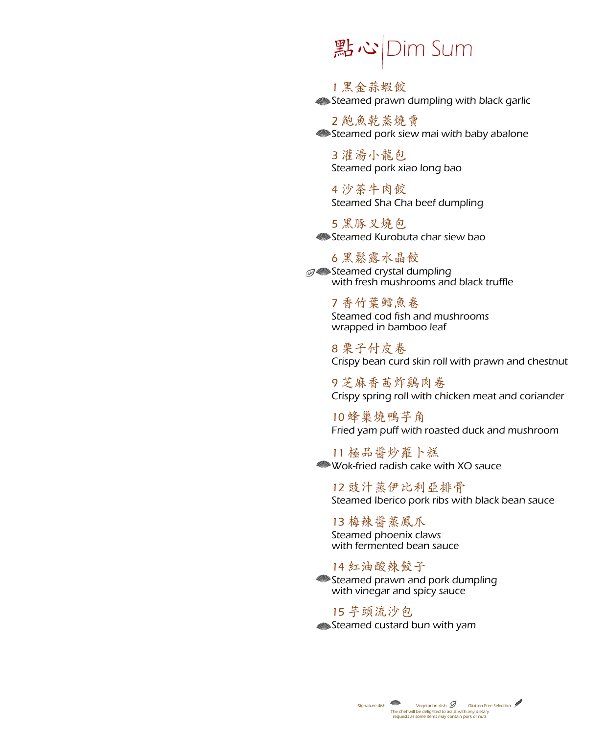# 點心 | Dim Sum

1 黑金蒜蝦餃
Steamed prawn dumpling with black garlic

2 鮑魚乾蒸燒賣
Steamed pork siew mai with baby abalone

3 灌湯小龍包
Steamed pork xiao long bao

4 沙茶牛肉餃
Steamed Sha Cha beef dumpling

5 黑豚叉燒包
Steamed Kurobuta char siew bao

6 黑鬆露水晶餃
Steamed crystal dumpling
with fresh mushrooms and black truffle

7 香竹葉鱈魚卷
Steamed cod fish and mushrooms
wrapped in bamboo leaf

8 栗子付皮卷
Crispy bean curd skin roll with prawn and chestnut

9 芝麻香茜炸鷄肉卷
Crispy spring roll with chicken meat and coriander

10 蜂巢燒鴨芋角
Fried yam puff with roasted duck and mushroom

11 極品醬炒蘿卜糕
Wok-fried radish cake with XO sauce

12 豉汁蒸伊比利亞排骨
Steamed Iberico pork ribs with black bean sauce

13 梅辣醬蒸鳳爪
Steamed phoenix claws
with fermented bean sauce

14 紅油酸辣餃子
Steamed prawn and pork dumpling
with vinegar and spicy sauce

15 芋頭流沙包
Steamed custard bun with yam

Signature dish　Vegetarian dish　Glutten Free Selection

The chef will be delighted to assist with any dietary requests as some items may contain pork or nuts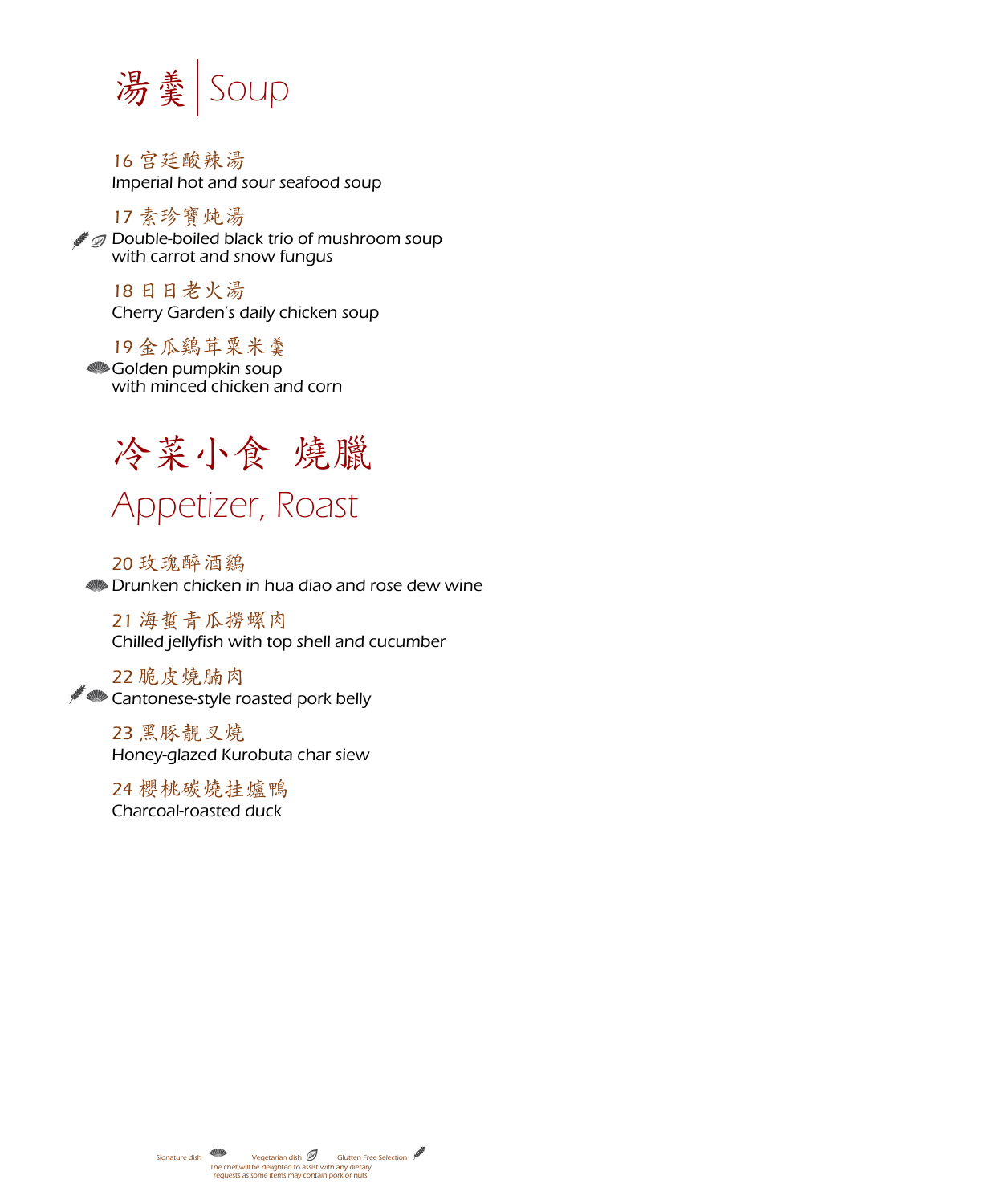# 湯羹 | Soup

16 宮廷酸辣湯
Imperial hot and sour seafood soup

17 素珍寶炖湯
Double-boiled black trio of mushroom soup
with carrot and snow fungus

18 日日老火湯
Cherry Garden's daily chicken soup

19 金瓜鷄茸粟米羹
Golden pumpkin soup
with minced chicken and corn

# 冷菜小食 燒臘

# Appetizer, Roast

20 玫瑰醉酒鷄
Drunken chicken in hua diao and rose dew wine

21 海蜇青瓜撈螺肉
Chilled jellyfish with top shell and cucumber

22 脆皮燒腩肉
Cantonese-style roasted pork belly

23 黑豚靚叉燒
Honey-glazed Kurobuta char siew

24 櫻桃碳燒挂爐鴨
Charcoal-roasted duck

Signature dish Vegetarian dish Gluten Free Selection
The chef will be delighted to assist with any dietary requests as some items may contain pork or nuts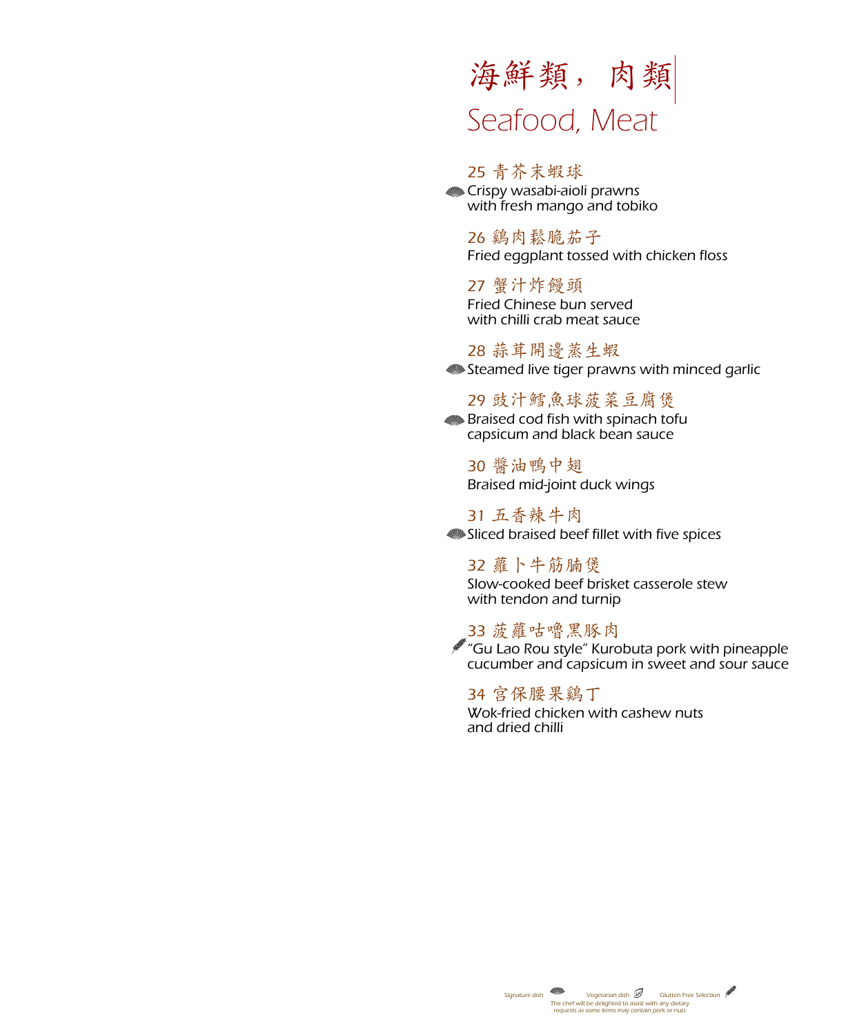# 海鮮類， 肉類

# Seafood, Meat

**25 青芥末蝦球**
Crispy wasabi-aioli prawns
with fresh mango and tobiko

**26 鷄肉鬆脆茄子**
Fried eggplant tossed with chicken floss

**27 蟹汁炸饅頭**
Fried Chinese bun served
with chilli crab meat sauce

**28 蒜茸開邊蒸生蝦**
Steamed live tiger prawns with minced garlic

**29 豉汁鱈魚球菠菜豆腐煲**
Braised cod fish with spinach tofu
capsicum and black bean sauce

**30 醬油鴨中翅**
Braised mid-joint duck wings

**31 五香辣牛肉**
Sliced braised beef fillet with five spices

**32 蘿卜牛筋腩煲**
Slow-cooked beef brisket casserole stew
with tendon and turnip

**33 菠蘿咕嚕黑豚肉**
"Gu Lao Rou style" Kurobuta pork with pineapple
cucumber and capsicum in sweet and sour sauce

**34 宮保腰果鷄丁**
Wok-fried chicken with cashew nuts
and dried chilli

Signature dish　Vegetarian dish　Glutten Free Selection
The chef will be delighted to assist with any dietary
requests as some items may contain pork or nuts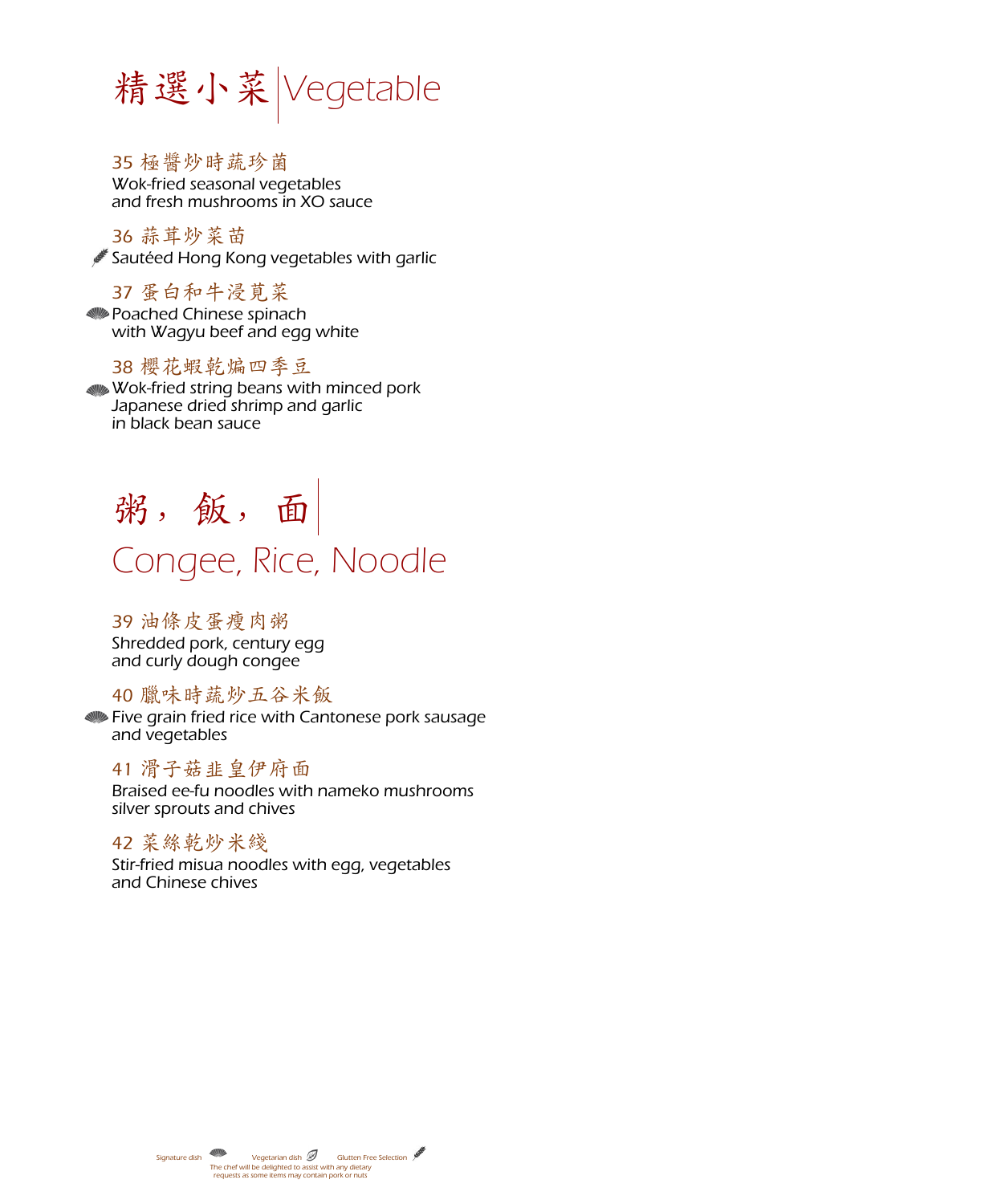# 精選小菜 | Vegetable

35 極醬炒時蔬珍菌
Wok-fried seasonal vegetables
and fresh mushrooms in XO sauce

36 蒜茸炒菜苗
Sautéed Hong Kong vegetables with garlic

37 蛋白和牛浸莧菜
Poached Chinese spinach
with Wagyu beef and egg white

38 櫻花蝦乾煸四季豆
Wok-fried string beans with minced pork
Japanese dried shrimp and garlic
in black bean sauce

# 粥，飯，面 | Congee, Rice, Noodle

39 油條皮蛋瘦肉粥
Shredded pork, century egg
and curly dough congee

40 臘味時蔬炒五谷米飯
Five grain fried rice with Cantonese pork sausage
and vegetables

41 滑子菇韭皇伊府面
Braised ee-fu noodles with nameko mushrooms
silver sprouts and chives

42 菜絲乾炒米綫
Stir-fried misua noodles with egg, vegetables
and Chinese chives

Signature dish   Vegetarian dish   Gluten Free Selection
The chef will be delighted to assist with any dietary
requests as some items may contain pork or nuts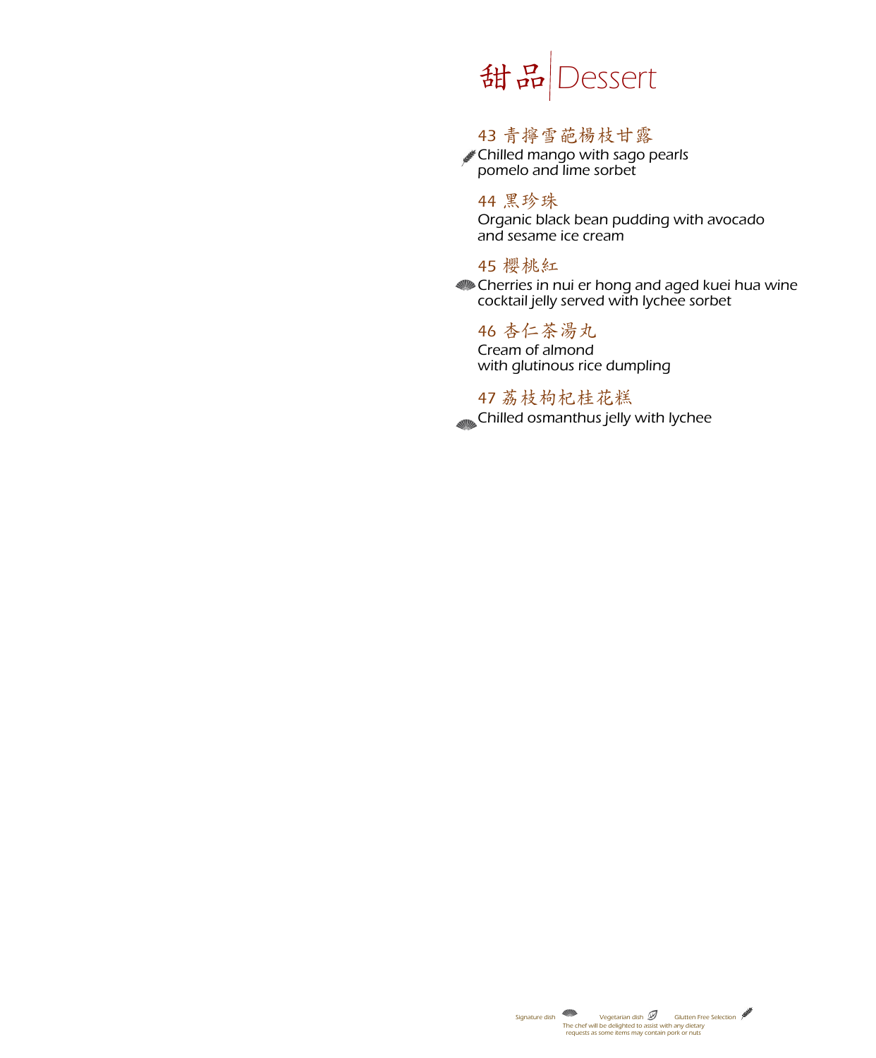# 甜品 Dessert

### 43 青擰雪葩楊枝甘露

Chilled mango with sago pearls
pomelo and lime sorbet

### 44 黑珍珠

Organic black bean pudding with avocado
and sesame ice cream

### 45 櫻桃紅

Cherries in nui er hong and aged kuei hua wine
cocktail jelly served with lychee sorbet

### 46 杏仁茶湯丸

Cream of almond
with glutinous rice dumpling

### 47 荔枝枸杞桂花糕

Chilled osmanthus jelly with lychee

Signature dish  Vegetarian dish  Glutten Free Selection

The chef will be delighted to assist with any dietary requests as some items may contain pork or nuts